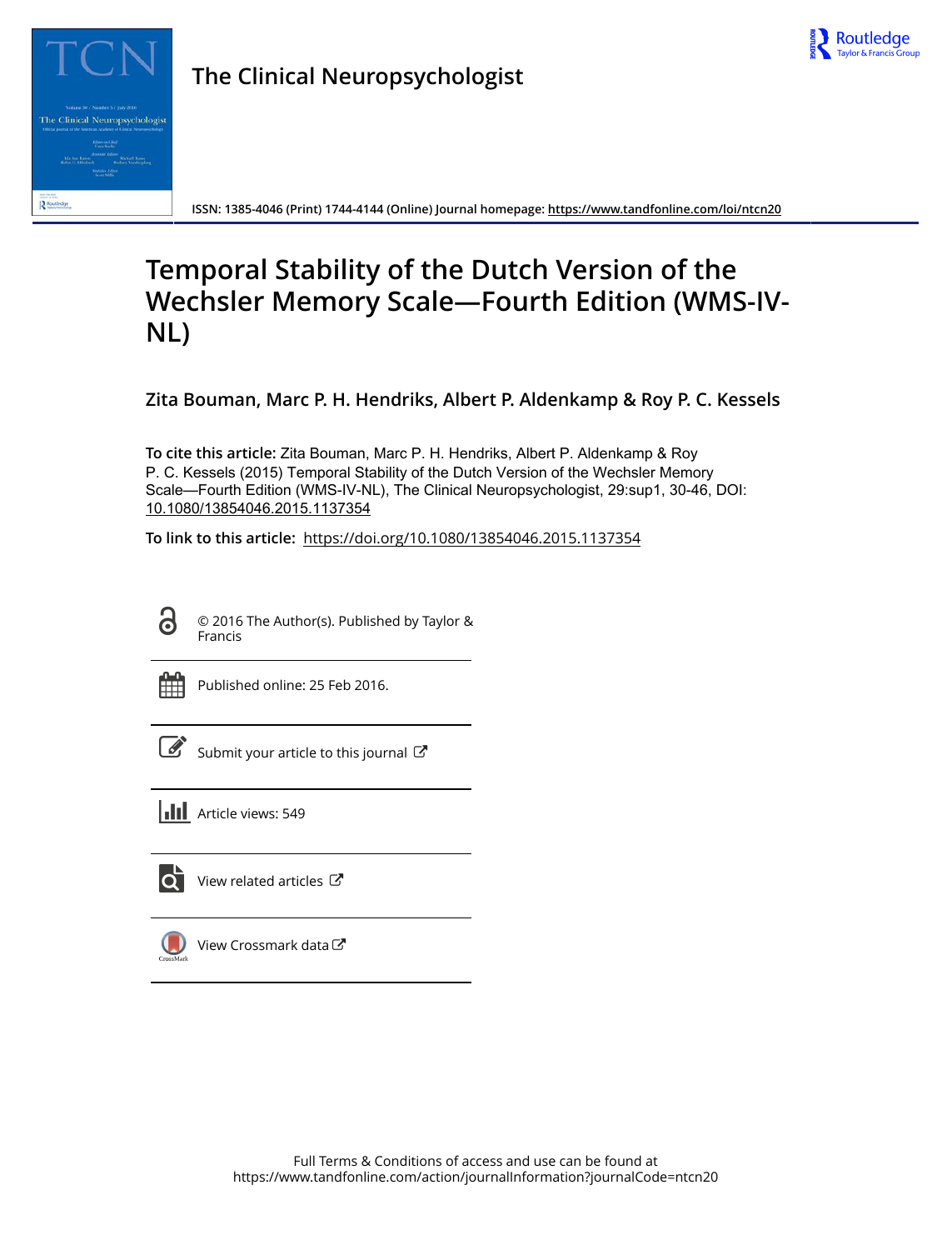# The Clinical Neuropsychologist

ISSN: 1385-4046 (Print) 1744-4144 (Online) Journal homepage: https://www.tandfonline.com/loi/ntcn20

# Temporal Stability of the Dutch Version of the Wechsler Memory Scale—Fourth Edition (WMS-IV-NL)

**Zita Bouman, Marc P. H. Hendriks, Albert P. Aldenkamp & Roy P. C. Kessels**

**To cite this article:** Zita Bouman, Marc P. H. Hendriks, Albert P. Aldenkamp & Roy P. C. Kessels (2015) Temporal Stability of the Dutch Version of the Wechsler Memory Scale—Fourth Edition (WMS-IV-NL), The Clinical Neuropsychologist, 29:sup1, 30-46, DOI: 10.1080/13854046.2015.1137354

**To link to this article:** https://doi.org/10.1080/13854046.2015.1137354

© 2016 The Author(s). Published by Taylor & Francis

Published online: 25 Feb 2016.

Submit your article to this journal

Article views: 549

View related articles

View Crossmark data

Full Terms & Conditions of access and use can be found at https://www.tandfonline.com/action/journalInformation?journalCode=ntcn20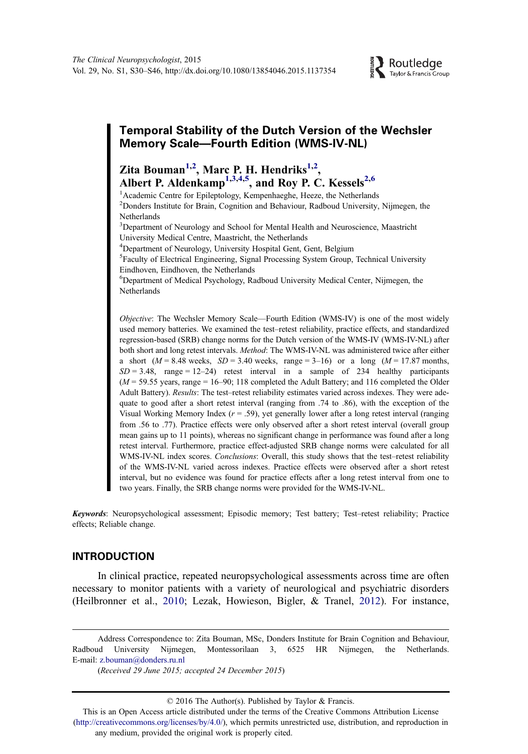# Temporal Stability of the Dutch Version of the Wechsler Memory Scale—Fourth Edition (WMS-IV-NL)

**Zita Bouman[1,2], Marc P. H. Hendriks[1,2], Albert P. Aldenkamp[1,3,4,5], and Roy P. C. Kessels[2,6]**

[1]Academic Centre for Epileptology, Kempenhaeghe, Heeze, the Netherlands
[2]Donders Institute for Brain, Cognition and Behaviour, Radboud University, Nijmegen, the Netherlands
[3]Department of Neurology and School for Mental Health and Neuroscience, Maastricht University Medical Centre, Maastricht, the Netherlands
[4]Department of Neurology, University Hospital Gent, Gent, Belgium
[5]Faculty of Electrical Engineering, Signal Processing System Group, Technical University Eindhoven, Eindhoven, the Netherlands
[6]Department of Medical Psychology, Radboud University Medical Center, Nijmegen, the Netherlands

*Objective*: The Wechsler Memory Scale—Fourth Edition (WMS-IV) is one of the most widely used memory batteries. We examined the test–retest reliability, practice effects, and standardized regression-based (SRB) change norms for the Dutch version of the WMS-IV (WMS-IV-NL) after both short and long retest intervals. *Method*: The WMS-IV-NL was administered twice after either a short ($M$ = 8.48 weeks, $SD$ = 3.40 weeks, range = 3–16) or a long ($M$ = 17.87 months, $SD$ = 3.48, range = 12–24) retest interval in a sample of 234 healthy participants ($M$ = 59.55 years, range = 16–90; 118 completed the Adult Battery; and 116 completed the Older Adult Battery). *Results*: The test–retest reliability estimates varied across indexes. They were adequate to good after a short retest interval (ranging from .74 to .86), with the exception of the Visual Working Memory Index ($r$ = .59), yet generally lower after a long retest interval (ranging from .56 to .77). Practice effects were only observed after a short retest interval (overall group mean gains up to 11 points), whereas no significant change in performance was found after a long retest interval. Furthermore, practice effect-adjusted SRB change norms were calculated for all WMS-IV-NL index scores. *Conclusions*: Overall, this study shows that the test–retest reliability of the WMS-IV-NL varied across indexes. Practice effects were observed after a short retest interval, but no evidence was found for practice effects after a long retest interval from one to two years. Finally, the SRB change norms were provided for the WMS-IV-NL.

***Keywords***: Neuropsychological assessment; Episodic memory; Test battery; Test–retest reliability; Practice effects; Reliable change.

## INTRODUCTION

In clinical practice, repeated neuropsychological assessments across time are often necessary to monitor patients with a variety of neurological and psychiatric disorders (Heilbronner et al., 2010; Lezak, Howieson, Bigler, & Tranel, 2012). For instance,

Address Correspondence to: Zita Bouman, MSc, Donders Institute for Brain Cognition and Behaviour, Radboud University Nijmegen, Montessorilaan 3, 6525 HR Nijmegen, the Netherlands. E-mail: z.bouman@donders.ru.nl

(*Received 29 June 2015; accepted 24 December 2015*)

© 2016 The Author(s). Published by Taylor & Francis.

This is an Open Access article distributed under the terms of the Creative Commons Attribution License (http://creativecommons.org/licenses/by/4.0/), which permits unrestricted use, distribution, and reproduction in any medium, provided the original work is properly cited.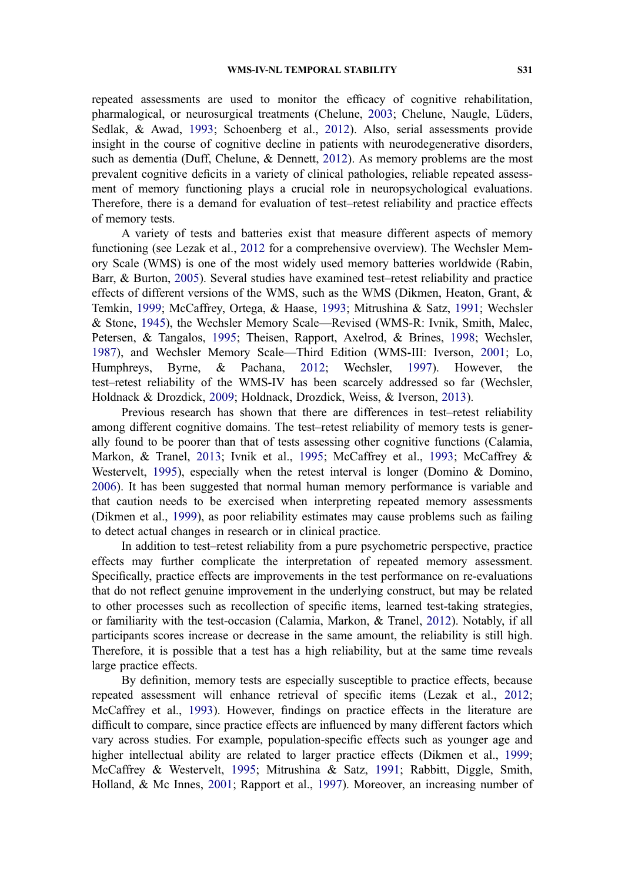repeated assessments are used to monitor the efficacy of cognitive rehabilitation, pharmalogical, or neurosurgical treatments (Chelune, 2003; Chelune, Naugle, Lüders, Sedlak, & Awad, 1993; Schoenberg et al., 2012). Also, serial assessments provide insight in the course of cognitive decline in patients with neurodegenerative disorders, such as dementia (Duff, Chelune, & Dennett, 2012). As memory problems are the most prevalent cognitive deficits in a variety of clinical pathologies, reliable repeated assessment of memory functioning plays a crucial role in neuropsychological evaluations. Therefore, there is a demand for evaluation of test–retest reliability and practice effects of memory tests.

A variety of tests and batteries exist that measure different aspects of memory functioning (see Lezak et al., 2012 for a comprehensive overview). The Wechsler Memory Scale (WMS) is one of the most widely used memory batteries worldwide (Rabin, Barr, & Burton, 2005). Several studies have examined test–retest reliability and practice effects of different versions of the WMS, such as the WMS (Dikmen, Heaton, Grant, & Temkin, 1999; McCaffrey, Ortega, & Haase, 1993; Mitrushina & Satz, 1991; Wechsler & Stone, 1945), the Wechsler Memory Scale—Revised (WMS-R: Ivnik, Smith, Malec, Petersen, & Tangalos, 1995; Theisen, Rapport, Axelrod, & Brines, 1998; Wechsler, 1987), and Wechsler Memory Scale—Third Edition (WMS-III: Iverson, 2001; Lo, Humphreys, Byrne, & Pachana, 2012; Wechsler, 1997). However, the test–retest reliability of the WMS-IV has been scarcely addressed so far (Wechsler, Holdnack & Drozdick, 2009; Holdnack, Drozdick, Weiss, & Iverson, 2013).

Previous research has shown that there are differences in test–retest reliability among different cognitive domains. The test–retest reliability of memory tests is generally found to be poorer than that of tests assessing other cognitive functions (Calamia, Markon, & Tranel, 2013; Ivnik et al., 1995; McCaffrey et al., 1993; McCaffrey & Westervelt, 1995), especially when the retest interval is longer (Domino & Domino, 2006). It has been suggested that normal human memory performance is variable and that caution needs to be exercised when interpreting repeated memory assessments (Dikmen et al., 1999), as poor reliability estimates may cause problems such as failing to detect actual changes in research or in clinical practice.

In addition to test–retest reliability from a pure psychometric perspective, practice effects may further complicate the interpretation of repeated memory assessment. Specifically, practice effects are improvements in the test performance on re-evaluations that do not reflect genuine improvement in the underlying construct, but may be related to other processes such as recollection of specific items, learned test-taking strategies, or familiarity with the test-occasion (Calamia, Markon, & Tranel, 2012). Notably, if all participants scores increase or decrease in the same amount, the reliability is still high. Therefore, it is possible that a test has a high reliability, but at the same time reveals large practice effects.

By definition, memory tests are especially susceptible to practice effects, because repeated assessment will enhance retrieval of specific items (Lezak et al., 2012; McCaffrey et al., 1993). However, findings on practice effects in the literature are difficult to compare, since practice effects are influenced by many different factors which vary across studies. For example, population-specific effects such as younger age and higher intellectual ability are related to larger practice effects (Dikmen et al., 1999; McCaffrey & Westervelt, 1995; Mitrushina & Satz, 1991; Rabbitt, Diggle, Smith, Holland, & Mc Innes, 2001; Rapport et al., 1997). Moreover, an increasing number of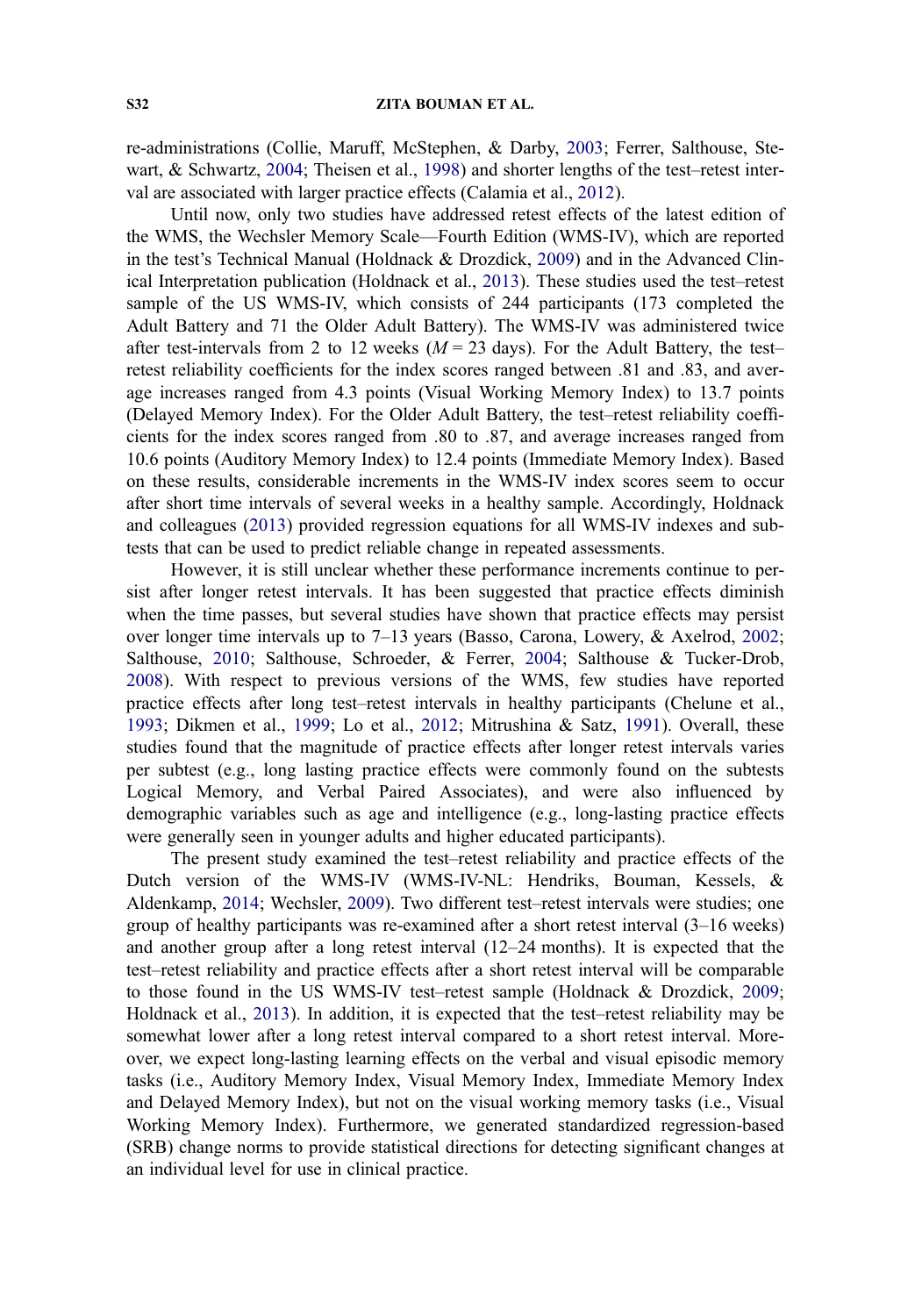re-administrations (Collie, Maruff, McStephen, & Darby, 2003; Ferrer, Salthouse, Stewart, & Schwartz, 2004; Theisen et al., 1998) and shorter lengths of the test–retest interval are associated with larger practice effects (Calamia et al., 2012).

Until now, only two studies have addressed retest effects of the latest edition of the WMS, the Wechsler Memory Scale—Fourth Edition (WMS-IV), which are reported in the test's Technical Manual (Holdnack & Drozdick, 2009) and in the Advanced Clinical Interpretation publication (Holdnack et al., 2013). These studies used the test–retest sample of the US WMS-IV, which consists of 244 participants (173 completed the Adult Battery and 71 the Older Adult Battery). The WMS-IV was administered twice after test-intervals from 2 to 12 weeks ($M = 23$ days). For the Adult Battery, the test–retest reliability coefficients for the index scores ranged between .81 and .83, and average increases ranged from 4.3 points (Visual Working Memory Index) to 13.7 points (Delayed Memory Index). For the Older Adult Battery, the test–retest reliability coefficients for the index scores ranged from .80 to .87, and average increases ranged from 10.6 points (Auditory Memory Index) to 12.4 points (Immediate Memory Index). Based on these results, considerable increments in the WMS-IV index scores seem to occur after short time intervals of several weeks in a healthy sample. Accordingly, Holdnack and colleagues (2013) provided regression equations for all WMS-IV indexes and subtests that can be used to predict reliable change in repeated assessments.

However, it is still unclear whether these performance increments continue to persist after longer retest intervals. It has been suggested that practice effects diminish when the time passes, but several studies have shown that practice effects may persist over longer time intervals up to 7–13 years (Basso, Carona, Lowery, & Axelrod, 2002; Salthouse, 2010; Salthouse, Schroeder, & Ferrer, 2004; Salthouse & Tucker-Drob, 2008). With respect to previous versions of the WMS, few studies have reported practice effects after long test–retest intervals in healthy participants (Chelune et al., 1993; Dikmen et al., 1999; Lo et al., 2012; Mitrushina & Satz, 1991). Overall, these studies found that the magnitude of practice effects after longer retest intervals varies per subtest (e.g., long lasting practice effects were commonly found on the subtests Logical Memory, and Verbal Paired Associates), and were also influenced by demographic variables such as age and intelligence (e.g., long-lasting practice effects were generally seen in younger adults and higher educated participants).

The present study examined the test–retest reliability and practice effects of the Dutch version of the WMS-IV (WMS-IV-NL: Hendriks, Bouman, Kessels, & Aldenkamp, 2014; Wechsler, 2009). Two different test–retest intervals were studied; one group of healthy participants was re-examined after a short retest interval (3–16 weeks) and another group after a long retest interval (12–24 months). It is expected that the test–retest reliability and practice effects after a short retest interval will be comparable to those found in the US WMS-IV test–retest sample (Holdnack & Drozdick, 2009; Holdnack et al., 2013). In addition, it is expected that the test–retest reliability may be somewhat lower after a long retest interval compared to a short retest interval. Moreover, we expect long-lasting learning effects on the verbal and visual episodic memory tasks (i.e., Auditory Memory Index, Visual Memory Index, Immediate Memory Index and Delayed Memory Index), but not on the visual working memory tasks (i.e., Visual Working Memory Index). Furthermore, we generated standardized regression-based (SRB) change norms to provide statistical directions for detecting significant changes at an individual level for use in clinical practice.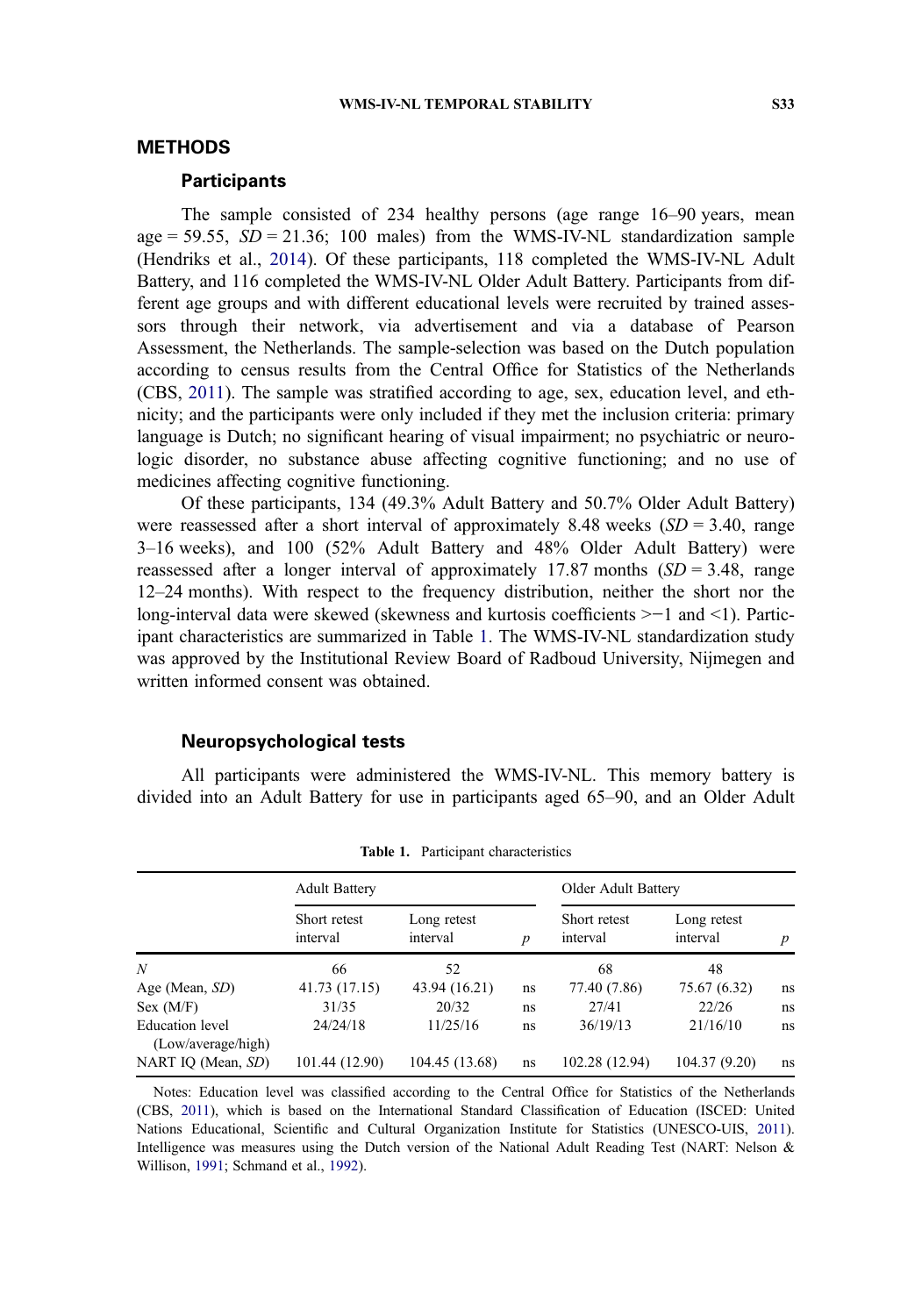## METHODS

### Participants

The sample consisted of 234 healthy persons (age range 16–90 years, mean age = 59.55, *SD* = 21.36; 100 males) from the WMS-IV-NL standardization sample (Hendriks et al., 2014). Of these participants, 118 completed the WMS-IV-NL Adult Battery, and 116 completed the WMS-IV-NL Older Adult Battery. Participants from different age groups and with different educational levels were recruited by trained assessors through their network, via advertisement and via a database of Pearson Assessment, the Netherlands. The sample-selection was based on the Dutch population according to census results from the Central Office for Statistics of the Netherlands (CBS, 2011). The sample was stratified according to age, sex, education level, and ethnicity; and the participants were only included if they met the inclusion criteria: primary language is Dutch; no significant hearing of visual impairment; no psychiatric or neurologic disorder, no substance abuse affecting cognitive functioning; and no use of medicines affecting cognitive functioning.

Of these participants, 134 (49.3% Adult Battery and 50.7% Older Adult Battery) were reassessed after a short interval of approximately 8.48 weeks (*SD* = 3.40, range 3–16 weeks), and 100 (52% Adult Battery and 48% Older Adult Battery) were reassessed after a longer interval of approximately 17.87 months (*SD* = 3.48, range 12–24 months). With respect to the frequency distribution, neither the short nor the long-interval data were skewed (skewness and kurtosis coefficients >−1 and <1). Participant characteristics are summarized in Table 1. The WMS-IV-NL standardization study was approved by the Institutional Review Board of Radboud University, Nijmegen and written informed consent was obtained.

### Neuropsychological tests

All participants were administered the WMS-IV-NL. This memory battery is divided into an Adult Battery for use in participants aged 65–90, and an Older Adult

**Table 1.** Participant characteristics

| | Adult Battery | | | Older Adult Battery | | |
|---|---|---|---|---|---|---|
| | Short retest interval | Long retest interval | *p* | Short retest interval | Long retest interval | *p* |
| *N* | 66 | 52 | | 68 | 48 | |
| Age (Mean, *SD*) | 41.73 (17.15) | 43.94 (16.21) | ns | 77.40 (7.86) | 75.67 (6.32) | ns |
| Sex (M/F) | 31/35 | 20/32 | ns | 27/41 | 22/26 | ns |
| Education level (Low/average/high) | 24/24/18 | 11/25/16 | ns | 36/19/13 | 21/16/10 | ns |
| NART IQ (Mean, *SD*) | 101.44 (12.90) | 104.45 (13.68) | ns | 102.28 (12.94) | 104.37 (9.20) | ns |

Notes: Education level was classified according to the Central Office for Statistics of the Netherlands (CBS, 2011), which is based on the International Standard Classification of Education (ISCED: United Nations Educational, Scientific and Cultural Organization Institute for Statistics (UNESCO-UIS, 2011). Intelligence was measures using the Dutch version of the National Adult Reading Test (NART: Nelson & Willison, 1991; Schmand et al., 1992).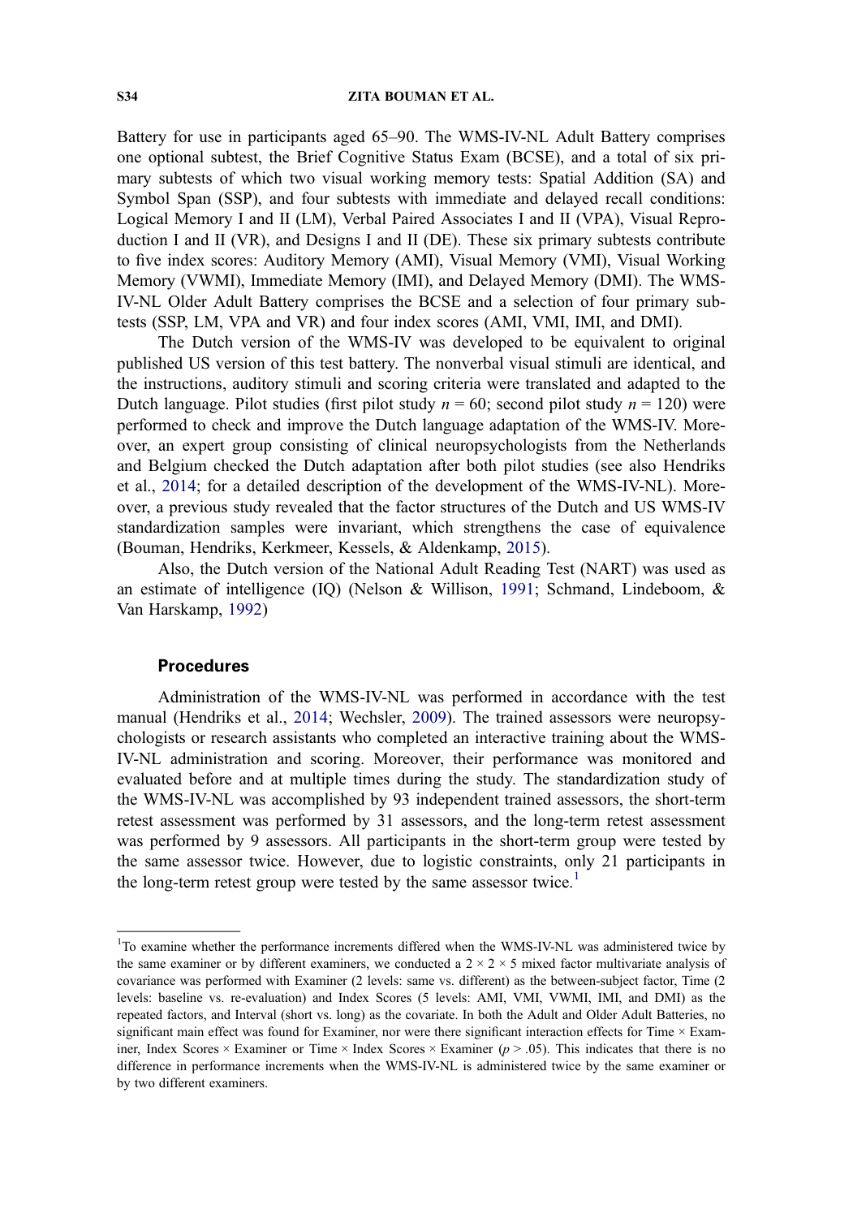Battery for use in participants aged 65–90. The WMS-IV-NL Adult Battery comprises one optional subtest, the Brief Cognitive Status Exam (BCSE), and a total of six primary subtests of which two visual working memory tests: Spatial Addition (SA) and Symbol Span (SSP), and four subtests with immediate and delayed recall conditions: Logical Memory I and II (LM), Verbal Paired Associates I and II (VPA), Visual Reproduction I and II (VR), and Designs I and II (DE). These six primary subtests contribute to five index scores: Auditory Memory (AMI), Visual Memory (VMI), Visual Working Memory (VWMI), Immediate Memory (IMI), and Delayed Memory (DMI). The WMS-IV-NL Older Adult Battery comprises the BCSE and a selection of four primary subtests (SSP, LM, VPA and VR) and four index scores (AMI, VMI, IMI, and DMI).

The Dutch version of the WMS-IV was developed to be equivalent to original published US version of this test battery. The nonverbal visual stimuli are identical, and the instructions, auditory stimuli and scoring criteria were translated and adapted to the Dutch language. Pilot studies (first pilot study $n = 60$; second pilot study $n = 120$) were performed to check and improve the Dutch language adaptation of the WMS-IV. Moreover, an expert group consisting of clinical neuropsychologists from the Netherlands and Belgium checked the Dutch adaptation after both pilot studies (see also Hendriks et al., 2014; for a detailed description of the development of the WMS-IV-NL). Moreover, a previous study revealed that the factor structures of the Dutch and US WMS-IV standardization samples were invariant, which strengthens the case of equivalence (Bouman, Hendriks, Kerkmeer, Kessels, & Aldenkamp, 2015).

Also, the Dutch version of the National Adult Reading Test (NART) was used as an estimate of intelligence (IQ) (Nelson & Willison, 1991; Schmand, Lindeboom, & Van Harskamp, 1992)

## Procedures

Administration of the WMS-IV-NL was performed in accordance with the test manual (Hendriks et al., 2014; Wechsler, 2009). The trained assessors were neuropsychologists or research assistants who completed an interactive training about the WMS-IV-NL administration and scoring. Moreover, their performance was monitored and evaluated before and at multiple times during the study. The standardization study of the WMS-IV-NL was accomplished by 93 independent trained assessors, the short-term retest assessment was performed by 31 assessors, and the long-term retest assessment was performed by 9 assessors. All participants in the short-term group were tested by the same assessor twice. However, due to logistic constraints, only 21 participants in the long-term retest group were tested by the same assessor twice.[1]

[1] To examine whether the performance increments differed when the WMS-IV-NL was administered twice by the same examiner or by different examiners, we conducted a 2 × 2 × 5 mixed factor multivariate analysis of covariance was performed with Examiner (2 levels: same vs. different) as the between-subject factor, Time (2 levels: baseline vs. re-evaluation) and Index Scores (5 levels: AMI, VMI, VWMI, IMI, and DMI) as the repeated factors, and Interval (short vs. long) as the covariate. In both the Adult and Older Adult Batteries, no significant main effect was found for Examiner, nor were there significant interaction effects for Time × Examiner, Index Scores × Examiner or Time × Index Scores × Examiner ($p > .05$). This indicates that there is no difference in performance increments when the WMS-IV-NL is administered twice by the same examiner or by two different examiners.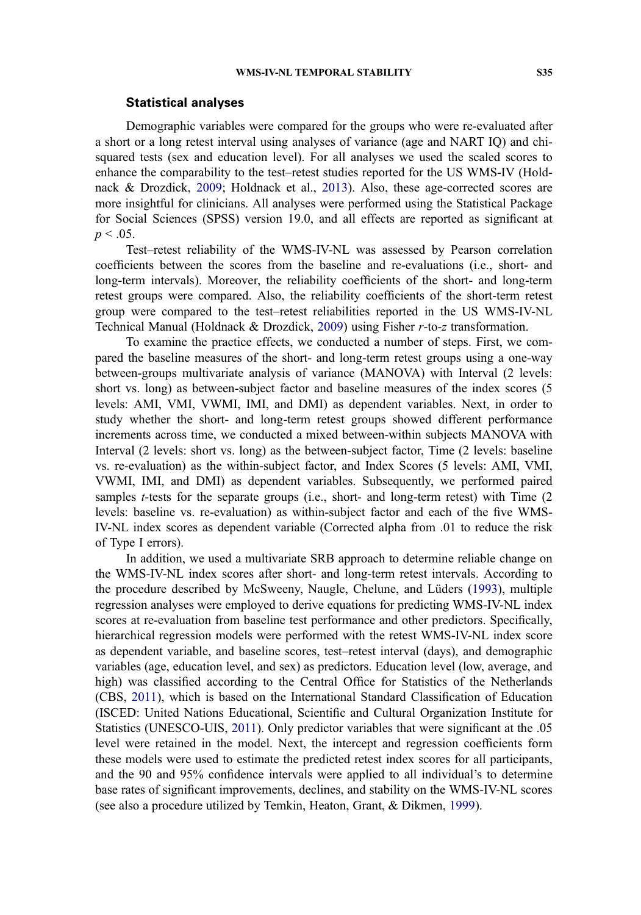### Statistical analyses

Demographic variables were compared for the groups who were re-evaluated after a short or a long retest interval using analyses of variance (age and NART IQ) and chi-squared tests (sex and education level). For all analyses we used the scaled scores to enhance the comparability to the test–retest studies reported for the US WMS-IV (Holdnack & Drozdick, 2009; Holdnack et al., 2013). Also, these age-corrected scores are more insightful for clinicians. All analyses were performed using the Statistical Package for Social Sciences (SPSS) version 19.0, and all effects are reported as significant at $p < .05$.

Test–retest reliability of the WMS-IV-NL was assessed by Pearson correlation coefficients between the scores from the baseline and re-evaluations (i.e., short- and long-term intervals). Moreover, the reliability coefficients of the short- and long-term retest groups were compared. Also, the reliability coefficients of the short-term retest group were compared to the test–retest reliabilities reported in the US WMS-IV-NL Technical Manual (Holdnack & Drozdick, 2009) using Fisher $r$-to-$z$ transformation.

To examine the practice effects, we conducted a number of steps. First, we compared the baseline measures of the short- and long-term retest groups using a one-way between-groups multivariate analysis of variance (MANOVA) with Interval (2 levels: short vs. long) as between-subject factor and baseline measures of the index scores (5 levels: AMI, VMI, VWMI, IMI, and DMI) as dependent variables. Next, in order to study whether the short- and long-term retest groups showed different performance increments across time, we conducted a mixed between-within subjects MANOVA with Interval (2 levels: short vs. long) as the between-subject factor, Time (2 levels: baseline vs. re-evaluation) as the within-subject factor, and Index Scores (5 levels: AMI, VMI, VWMI, IMI, and DMI) as dependent variables. Subsequently, we performed paired samples $t$-tests for the separate groups (i.e., short- and long-term retest) with Time (2 levels: baseline vs. re-evaluation) as within-subject factor and each of the five WMS-IV-NL index scores as dependent variable (Corrected alpha from .01 to reduce the risk of Type I errors).

In addition, we used a multivariate SRB approach to determine reliable change on the WMS-IV-NL index scores after short- and long-term retest intervals. According to the procedure described by McSweeny, Naugle, Chelune, and Lüders (1993), multiple regression analyses were employed to derive equations for predicting WMS-IV-NL index scores at re-evaluation from baseline test performance and other predictors. Specifically, hierarchical regression models were performed with the retest WMS-IV-NL index score as dependent variable, and baseline scores, test–retest interval (days), and demographic variables (age, education level, and sex) as predictors. Education level (low, average, and high) was classified according to the Central Office for Statistics of the Netherlands (CBS, 2011), which is based on the International Standard Classification of Education (ISCED: United Nations Educational, Scientific and Cultural Organization Institute for Statistics (UNESCO-UIS, 2011). Only predictor variables that were significant at the .05 level were retained in the model. Next, the intercept and regression coefficients form these models were used to estimate the predicted retest index scores for all participants, and the 90 and 95% confidence intervals were applied to all individual's to determine base rates of significant improvements, declines, and stability on the WMS-IV-NL scores (see also a procedure utilized by Temkin, Heaton, Grant, & Dikmen, 1999).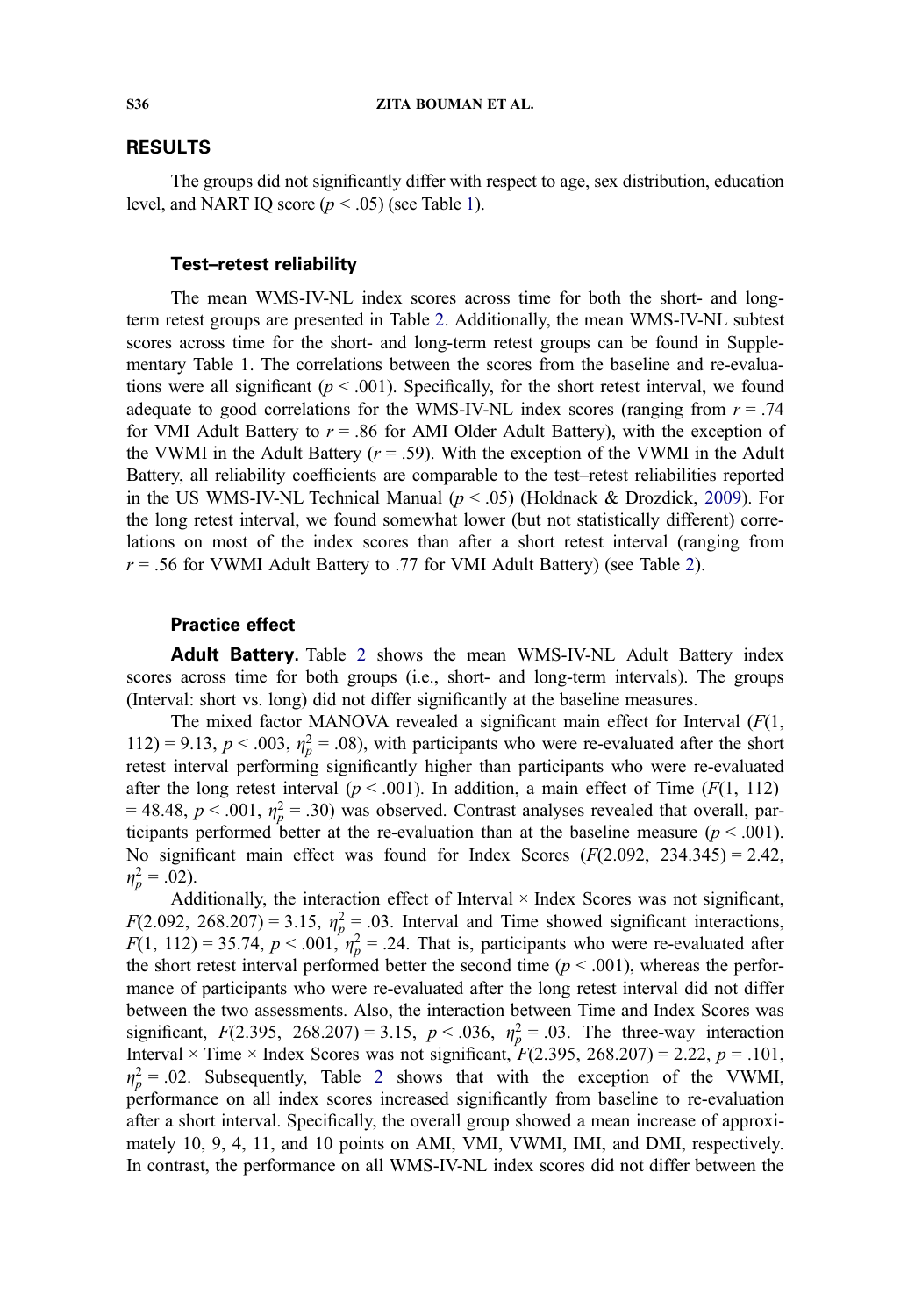## RESULTS

The groups did not significantly differ with respect to age, sex distribution, education level, and NART IQ score ($p < .05$) (see Table 1).

### Test–retest reliability

The mean WMS-IV-NL index scores across time for both the short- and long-term retest groups are presented in Table 2. Additionally, the mean WMS-IV-NL subtest scores across time for the short- and long-term retest groups can be found in Supplementary Table 1. The correlations between the scores from the baseline and re-evaluations were all significant ($p < .001$). Specifically, for the short retest interval, we found adequate to good correlations for the WMS-IV-NL index scores (ranging from $r = .74$ for VMI Adult Battery to $r = .86$ for AMI Older Adult Battery), with the exception of the VWMI in the Adult Battery ($r = .59$). With the exception of the VWMI in the Adult Battery, all reliability coefficients are comparable to the test–retest reliabilities reported in the US WMS-IV-NL Technical Manual ($p < .05$) (Holdnack & Drozdick, 2009). For the long retest interval, we found somewhat lower (but not statistically different) correlations on most of the index scores than after a short retest interval (ranging from $r = .56$ for VWMI Adult Battery to .77 for VMI Adult Battery) (see Table 2).

### Practice effect

**Adult Battery.** Table 2 shows the mean WMS-IV-NL Adult Battery index scores across time for both groups (i.e., short- and long-term intervals). The groups (Interval: short vs. long) did not differ significantly at the baseline measures.

The mixed factor MANOVA revealed a significant main effect for Interval ($F(1, 112) = 9.13$, $p < .003$, $\eta_p^2 = .08$), with participants who were re-evaluated after the short retest interval performing significantly higher than participants who were re-evaluated after the long retest interval ($p < .001$). In addition, a main effect of Time ($F(1, 112) = 48.48$, $p < .001$, $\eta_p^2 = .30$) was observed. Contrast analyses revealed that overall, participants performed better at the re-evaluation than at the baseline measure ($p < .001$). No significant main effect was found for Index Scores ($F(2.092, 234.345) = 2.42$, $\eta_p^2 = .02$).

Additionally, the interaction effect of Interval × Index Scores was not significant, $F(2.092, 268.207) = 3.15$, $\eta_p^2 = .03$. Interval and Time showed significant interactions, $F(1, 112) = 35.74$, $p < .001$, $\eta_p^2 = .24$. That is, participants who were re-evaluated after the short retest interval performed better the second time ($p < .001$), whereas the performance of participants who were re-evaluated after the long retest interval did not differ between the two assessments. Also, the interaction between Time and Index Scores was significant, $F(2.395, 268.207) = 3.15$, $p < .036$, $\eta_p^2 = .03$. The three-way interaction Interval × Time × Index Scores was not significant, $F(2.395, 268.207) = 2.22$, $p = .101$, $\eta_p^2 = .02$. Subsequently, Table 2 shows that with the exception of the VWMI, performance on all index scores increased significantly from baseline to re-evaluation after a short interval. Specifically, the overall group showed a mean increase of approximately 10, 9, 4, 11, and 10 points on AMI, VMI, VWMI, IMI, and DMI, respectively. In contrast, the performance on all WMS-IV-NL index scores did not differ between the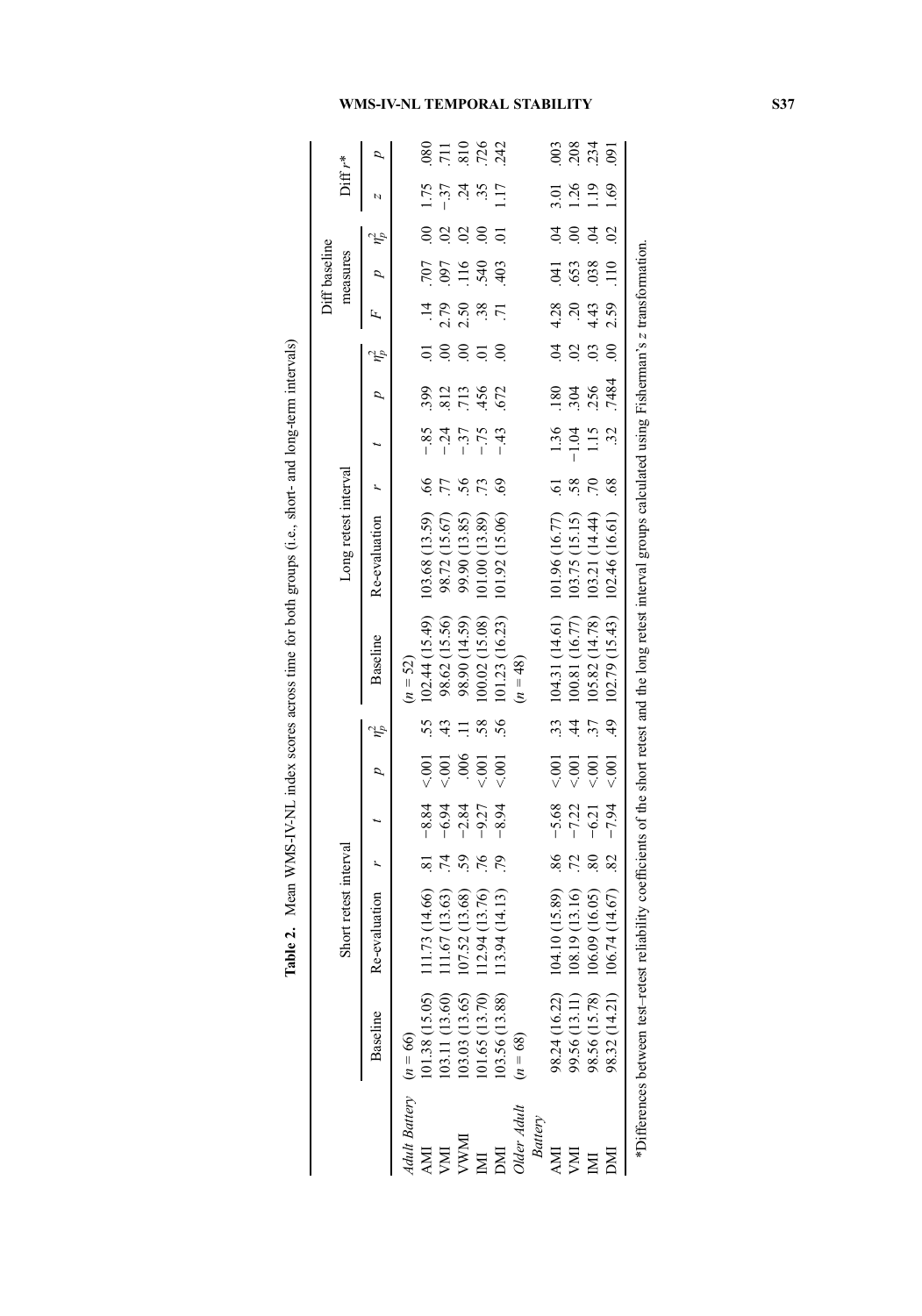**Table 2.** Mean WMS-IV-NL index scores across time for both groups (i.e., short- and long-term intervals)

| | Short retest interval | | | | | | Long retest interval | | | | | | Diff baseline measures | | | Diff $r$* | |
|---|---|---|---|---|---|---|---|---|---|---|---|---|---|---|---|---|---|
| | Baseline | Re-evaluation | $r$ | $t$ | $p$ | $\eta_p^2$ | Baseline | Re-evaluation | $r$ | $t$ | $p$ | $\eta_p^2$ | $F$ | $p$ | $\eta_p^2$ | $z$ | $p$ |
| *Adult Battery* | ($n$ = 66) | | | | | | ($n$ = 52) | | | | | | | | | | |
| AMI | 101.38 (15.05) | 111.73 (14.66) | .81 | −8.84 | <.001 | .55 | 102.44 (15.49) | 103.68 (13.59) | .66 | −.85 | .399 | .01 | .14 | .707 | .00 | 1.75 | .080 |
| VMI | 103.11 (13.60) | 111.67 (13.63) | .74 | −6.94 | <.001 | .43 | 98.62 (15.56) | 98.72 (15.67) | .77 | −.24 | .812 | .00 | 2.79 | .097 | .02 | −.37 | .711 |
| VWMI | 103.03 (13.65) | 107.52 (13.68) | .59 | −2.84 | .006 | .11 | 98.90 (14.59) | 99.90 (13.85) | .56 | −.37 | .713 | .00 | 2.50 | .116 | .02 | .24 | .810 |
| IMI | 101.65 (13.70) | 112.94 (13.76) | .76 | −9.27 | <.001 | .58 | 100.02 (15.08) | 101.00 (13.89) | .73 | −.75 | .456 | .01 | .38 | .540 | .00 | .35 | .726 |
| DMI | 103.56 (13.88) | 113.94 (14.13) | .79 | −8.94 | <.001 | .56 | 101.23 (16.23) | 101.92 (15.06) | .69 | −.43 | .672 | .00 | .71 | .403 | .01 | 1.17 | .242 |
| *Older Adult Battery* | ($n$ = 68) | | | | | | ($n$ = 48) | | | | | | | | | | |
| AMI | 98.24 (16.22) | 104.10 (15.89) | .86 | −5.68 | <.001 | .33 | 104.31 (14.61) | 101.96 (16.77) | .61 | 1.36 | .180 | .04 | 4.28 | .041 | .04 | 3.01 | .003 |
| VMI | 99.56 (13.11) | 108.19 (13.16) | .72 | −7.22 | <.001 | .44 | 100.81 (16.77) | 103.75 (15.15) | .58 | −1.04 | .304 | .02 | .20 | .653 | .00 | 1.26 | .208 |
| IMI | 98.56 (15.78) | 106.09 (16.05) | .80 | −6.21 | <.001 | .37 | 105.82 (14.78) | 103.21 (14.44) | .70 | 1.15 | .256 | .03 | 4.43 | .038 | .04 | 1.19 | .234 |
| DMI | 98.32 (14.21) | 106.74 (14.67) | .82 | −7.94 | <.001 | .49 | 102.79 (15.43) | 102.46 (16.61) | .68 | .32 | .7484 | .00 | 2.59 | .110 | .02 | 1.69 | .091 |

*Differences between test–retest reliability coefficients of the short retest and the long retest interval groups calculated using Fisherman's $z$ transformation.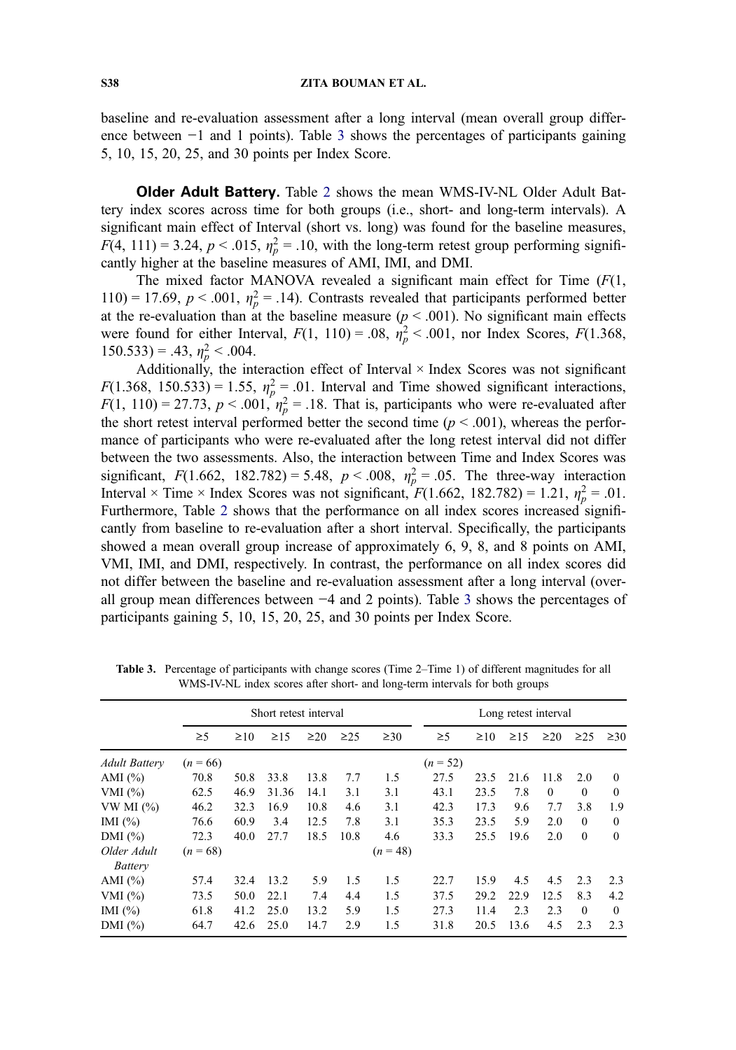baseline and re-evaluation assessment after a long interval (mean overall group difference between −1 and 1 points). Table 3 shows the percentages of participants gaining 5, 10, 15, 20, 25, and 30 points per Index Score.

**Older Adult Battery.** Table 2 shows the mean WMS-IV-NL Older Adult Battery index scores across time for both groups (i.e., short- and long-term intervals). A significant main effect of Interval (short vs. long) was found for the baseline measures, $F(4, 111) = 3.24$, $p < .015$, $\eta_p^2 = .10$, with the long-term retest group performing significantly higher at the baseline measures of AMI, IMI, and DMI.

The mixed factor MANOVA revealed a significant main effect for Time ($F(1, 110) = 17.69$, $p < .001$, $\eta_p^2 = .14$). Contrasts revealed that participants performed better at the re-evaluation than at the baseline measure ($p < .001$). No significant main effects were found for either Interval, $F(1, 110) = .08$, $\eta_p^2 < .001$, nor Index Scores, $F(1.368, 150.533) = .43$, $\eta_p^2 < .004$.

Additionally, the interaction effect of Interval × Index Scores was not significant $F(1.368, 150.533) = 1.55$, $\eta_p^2 = .01$. Interval and Time showed significant interactions, $F(1, 110) = 27.73$, $p < .001$, $\eta_p^2 = .18$. That is, participants who were re-evaluated after the short retest interval performed better the second time ($p < .001$), whereas the performance of participants who were re-evaluated after the long retest interval did not differ between the two assessments. Also, the interaction between Time and Index Scores was significant, $F(1.662, 182.782) = 5.48$, $p < .008$, $\eta_p^2 = .05$. The three-way interaction Interval × Time × Index Scores was not significant, $F(1.662, 182.782) = 1.21$, $\eta_p^2 = .01$. Furthermore, Table 2 shows that the performance on all index scores increased significantly from baseline to re-evaluation after a short interval. Specifically, the participants showed a mean overall group increase of approximately 6, 9, 8, and 8 points on AMI, VMI, IMI, and DMI, respectively. In contrast, the performance on all index scores did not differ between the baseline and re-evaluation assessment after a long interval (overall group mean differences between −4 and 2 points). Table 3 shows the percentages of participants gaining 5, 10, 15, 20, 25, and 30 points per Index Score.

**Table 3.** Percentage of participants with change scores (Time 2–Time 1) of different magnitudes for all WMS-IV-NL index scores after short- and long-term intervals for both groups

| | Short retest interval | | | | | | Long retest interval | | | | | |
|---|---|---|---|---|---|---|---|---|---|---|---|---|
| | ≥5 | ≥10 | ≥15 | ≥20 | ≥25 | ≥30 | ≥5 | ≥10 | ≥15 | ≥20 | ≥25 | ≥30 |
| *Adult Battery* | (*n* = 66) | | | | | | (*n* = 52) | | | | | |
| AMI (%) | 70.8 | 50.8 | 33.8 | 13.8 | 7.7 | 1.5 | 27.5 | 23.5 | 21.6 | 11.8 | 2.0 | 0 |
| VMI (%) | 62.5 | 46.9 | 31.36 | 14.1 | 3.1 | 3.1 | 43.1 | 23.5 | 7.8 | 0 | 0 | 0 |
| VW MI (%) | 46.2 | 32.3 | 16.9 | 10.8 | 4.6 | 3.1 | 42.3 | 17.3 | 9.6 | 7.7 | 3.8 | 1.9 |
| IMI (%) | 76.6 | 60.9 | 3.4 | 12.5 | 7.8 | 3.1 | 35.3 | 23.5 | 5.9 | 2.0 | 0 | 0 |
| DMI (%) | 72.3 | 40.0 | 27.7 | 18.5 | 10.8 | 4.6 | 33.3 | 25.5 | 19.6 | 2.0 | 0 | 0 |
| *Older Adult Battery* | (*n* = 68) | | | | | (*n* = 48) | | | | | | |
| AMI (%) | 57.4 | 32.4 | 13.2 | 5.9 | 1.5 | 1.5 | 22.7 | 15.9 | 4.5 | 4.5 | 2.3 | 2.3 |
| VMI (%) | 73.5 | 50.0 | 22.1 | 7.4 | 4.4 | 1.5 | 37.5 | 29.2 | 22.9 | 12.5 | 8.3 | 4.2 |
| IMI (%) | 61.8 | 41.2 | 25.0 | 13.2 | 5.9 | 1.5 | 27.3 | 11.4 | 2.3 | 2.3 | 0 | 0 |
| DMI (%) | 64.7 | 42.6 | 25.0 | 14.7 | 2.9 | 1.5 | 31.8 | 20.5 | 13.6 | 4.5 | 2.3 | 2.3 |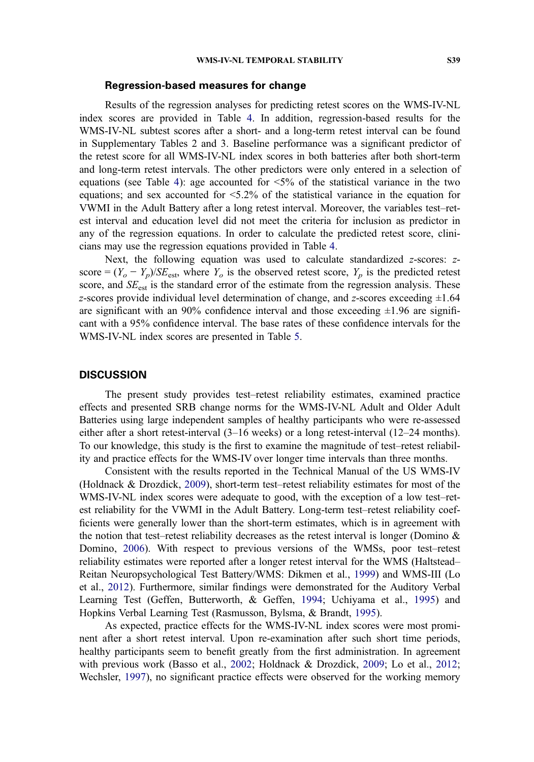### Regression-based measures for change

Results of the regression analyses for predicting retest scores on the WMS-IV-NL index scores are provided in Table 4. In addition, regression-based results for the WMS-IV-NL subtest scores after a short- and a long-term retest interval can be found in Supplementary Tables 2 and 3. Baseline performance was a significant predictor of the retest score for all WMS-IV-NL index scores in both batteries after both short-term and long-term retest intervals. The other predictors were only entered in a selection of equations (see Table 4): age accounted for <5% of the statistical variance in the two equations; and sex accounted for <5.2% of the statistical variance in the equation for VWMI in the Adult Battery after a long retest interval. Moreover, the variables test–retest interval and education level did not meet the criteria for inclusion as predictor in any of the regression equations. In order to calculate the predicted retest score, clinicians may use the regression equations provided in Table 4.

Next, the following equation was used to calculate standardized *z*-scores: *z*-score = $(Y_o - Y_p)/SE_{\text{est}}$, where $Y_o$ is the observed retest score, $Y_p$ is the predicted retest score, and $SE_{\text{est}}$ is the standard error of the estimate from the regression analysis. These *z*-scores provide individual level determination of change, and *z*-scores exceeding ±1.64 are significant with an 90% confidence interval and those exceeding ±1.96 are significant with a 95% confidence interval. The base rates of these confidence intervals for the WMS-IV-NL index scores are presented in Table 5.

## DISCUSSION

The present study provides test–retest reliability estimates, examined practice effects and presented SRB change norms for the WMS-IV-NL Adult and Older Adult Batteries using large independent samples of healthy participants who were re-assessed either after a short retest-interval (3–16 weeks) or a long retest-interval (12–24 months). To our knowledge, this study is the first to examine the magnitude of test–retest reliability and practice effects for the WMS-IV over longer time intervals than three months.

Consistent with the results reported in the Technical Manual of the US WMS-IV (Holdnack & Drozdick, 2009), short-term test–retest reliability estimates for most of the WMS-IV-NL index scores were adequate to good, with the exception of a low test–retest reliability for the VWMI in the Adult Battery. Long-term test–retest reliability coefficients were generally lower than the short-term estimates, which is in agreement with the notion that test–retest reliability decreases as the retest interval is longer (Domino & Domino, 2006). With respect to previous versions of the WMSs, poor test–retest reliability estimates were reported after a longer retest interval for the WMS (Haltstead–Reitan Neuropsychological Test Battery/WMS: Dikmen et al., 1999) and WMS-III (Lo et al., 2012). Furthermore, similar findings were demonstrated for the Auditory Verbal Learning Test (Geffen, Butterworth, & Geffen, 1994; Uchiyama et al., 1995) and Hopkins Verbal Learning Test (Rasmusson, Bylsma, & Brandt, 1995).

As expected, practice effects for the WMS-IV-NL index scores were most prominent after a short retest interval. Upon re-examination after such short time periods, healthy participants seem to benefit greatly from the first administration. In agreement with previous work (Basso et al., 2002; Holdnack & Drozdick, 2009; Lo et al., 2012; Wechsler, 1997), no significant practice effects were observed for the working memory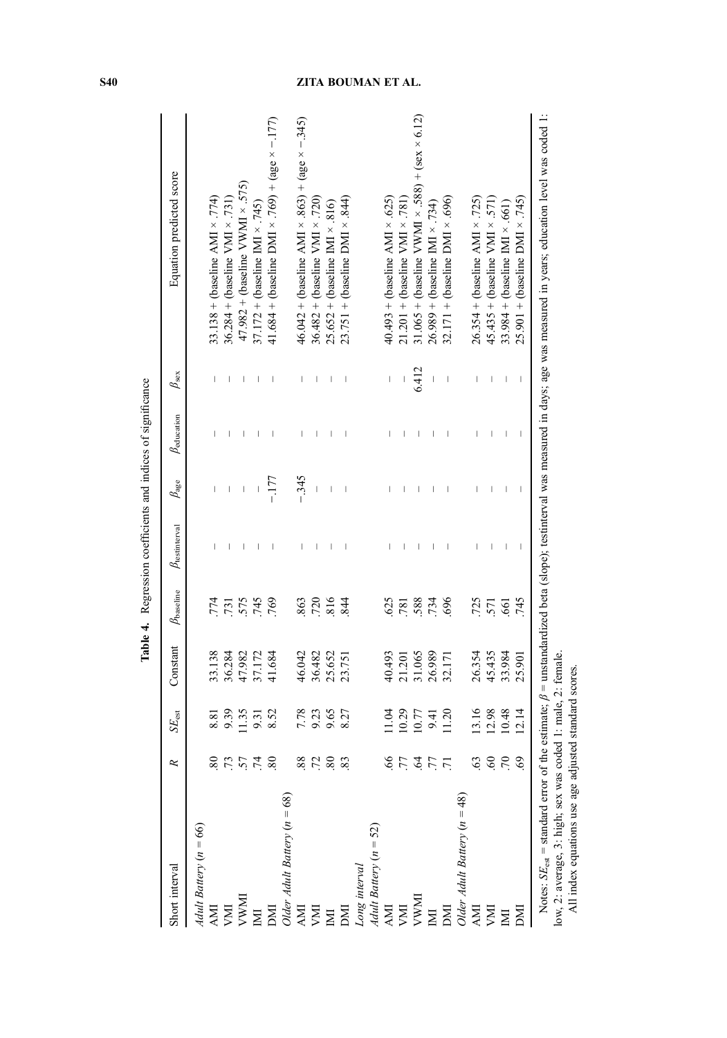**Table 4.** Regression coefficients and indices of significance

| Short interval | $R$ | $SE_{est}$ | Constant | $\beta_{baseline}$ | $\beta_{testinterval}$ | $\beta_{age}$ | $\beta_{education}$ | $\beta_{sex}$ | Equation predicted score |
|---|---|---|---|---|---|---|---|---|---|
| *Adult Battery* ($n$ = 66) | | | | | | | | | |
| AMI | .80 | 8.81 | 33.138 | .774 | – | – | – | – | 33.138 + (baseline AMI × .774) |
| VMI | .73 | 9.39 | 36.284 | .731 | – | – | – | – | 36.284 + (baseline VMI × .731) |
| VWMI | .57 | 11.35 | 47.982 | .575 | – | – | – | – | 47.982 + (baseline VWMI × .575) |
| IMI | .74 | 9.31 | 37.172 | .745 | – | – | – | – | 37.172 + (baseline IMI × .745) |
| DMI | .80 | 8.52 | 41.684 | .769 | – | −.177 | – | – | 41.684 + (baseline DMI × .769) + (age × −.177) |
| *Older Adult Battery* ($n$ = 68) | | | | | | | | | |
| AMI | .88 | 7.78 | 46.042 | .863 | – | −.345 | – | – | 46.042 + (baseline AMI × .863) + (age × −.345) |
| VMI | .72 | 9.23 | 36.482 | .720 | – | – | – | – | 36.482 + (baseline VMI × .720) |
| IMI | .80 | 9.65 | 25.652 | .816 | – | – | – | – | 25.652 + (baseline IMI × .816) |
| DMI | .83 | 8.27 | 23.751 | .844 | – | – | – | – | 23.751 + (baseline DMI × .844) |
| *Long interval* | | | | | | | | | |
| *Adult Battery* ($n$ = 52) | | | | | | | | | |
| AMI | .66 | 11.04 | 40.493 | .625 | – | – | – | – | 40.493 + (baseline AMI × .625) |
| VMI | .77 | 10.29 | 21.201 | .781 | – | – | – | – | 21.201 + (baseline VMI × .781) |
| VWMI | .64 | 10.77 | 31.065 | .588 | – | – | – | 6.412 | 31.065 + (baseline VWMI × .588) + (sex × 6.12) |
| IMI | .77 | 9.41 | 26.989 | .734 | – | – | – | – | 26.989 + (baseline IMI × .734) |
| DMI | .71 | 11.20 | 32.171 | .696 | – | – | – | – | 32.171 + (baseline DMI × .696) |
| *Older Adult Battery* ($n$ = 48) | | | | | | | | | |
| AMI | .63 | 13.16 | 26.354 | .725 | – | – | – | – | 26.354 + (baseline AMI × .725) |
| VMI | .60 | 12.98 | 45.435 | .571 | – | – | – | – | 45.435 + (baseline VMI × .571) |
| IMI | .70 | 10.48 | 33.984 | .661 | – | – | – | – | 33.984 + (baseline IMI × .661) |
| DMI | .69 | 12.14 | 25.901 | .745 | – | – | – | – | 25.901 + (baseline DMI × .745) |

Notes: $SE_{est}$ = standard error of the estimate; $\beta$ = unstandardized beta (slope); testinterval was measured in days; age was measured in years; education level was coded 1: low, 2: average, 3: high; sex was coded 1: male, 2: female.

All index equations use age adjusted standard scores.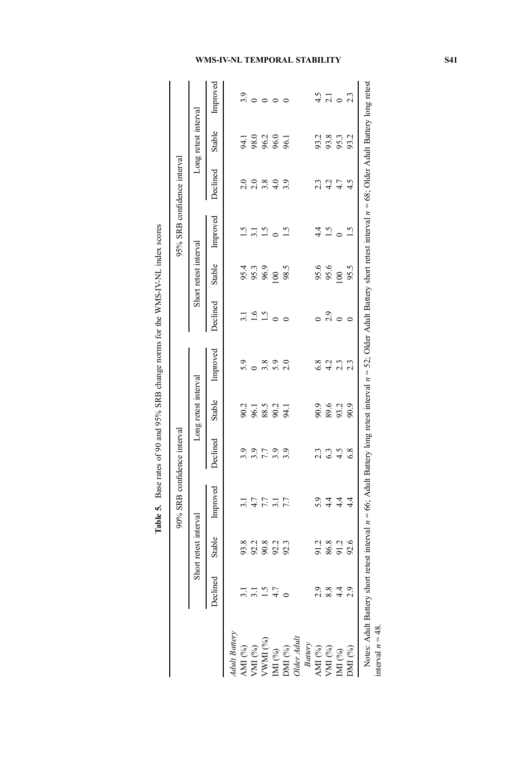**Table 5.** Base rates of 90 and 95% SRB change norms for the WMS-IV-NL index scores

| | 90% SRB confidence interval | | | | | | 95% SRB confidence interval | | | | | |
|---|---|---|---|---|---|---|---|---|---|---|---|---|
| | Short retest interval | | | Long retest interval | | | Short retest interval | | | Long retest interval | | |
| | Declined | Stable | Improved | Declined | Stable | Improved | Declined | Stable | Improved | Declined | Stable | Improved |
| *Adult Battery* | | | | | | | | | | | | |
| AMI (%) | 3.1 | 93.8 | 3.1 | 3.9 | 90.2 | 5.9 | 3.1 | 95.4 | 1.5 | 2.0 | 94.1 | 3.9 |
| VMI (%) | 3.1 | 92.2 | 4.7 | 3.9 | 96.1 | 0 | 1.6 | 95.3 | 3.1 | 2.0 | 98.0 | 0 |
| VWMI (%) | 1.5 | 90.8 | 7.7 | 7.7 | 88.5 | 3.8 | 1.5 | 96.9 | 1.5 | 3.8 | 96.2 | 0 |
| IMI (%) | 4.7 | 92.2 | 3.1 | 3.9 | 90.2 | 5.9 | 0 | 100 | 0 | 4.0 | 96.0 | 0 |
| DMI (%) | 0 | 92.3 | 7.7 | 3.9 | 94.1 | 2.0 | 0 | 98.5 | 1.5 | 3.9 | 96.1 | 0 |
| *Older Adult Battery* | | | | | | | | | | | | |
| AMI (%) | 2.9 | 91.2 | 5.9 | 2.3 | 90.9 | 6.8 | 0 | 95.6 | 4.4 | 2.3 | 93.2 | 4.5 |
| VMI (%) | 8.8 | 86.8 | 4.4 | 6.3 | 89.6 | 4.2 | 2.9 | 95.6 | 1.5 | 4.2 | 93.8 | 2.1 |
| IMI (%) | 4.4 | 91.2 | 4.4 | 4.5 | 93.2 | 2.3 | 0 | 100 | 0 | 4.7 | 95.3 | 0 |
| DMI (%) | 2.9 | 92.6 | 4.4 | 6.8 | 90.9 | 2.3 | 0 | 95.5 | 1.5 | 4.5 | 93.2 | 2.3 |

Notes: Adult Battery short retest interval $n = 66$; Adult Battery long retest interval $n = 52$; Older Adult Battery short retest interval $n = 68$; Older Adult Battery long retest interval $n = 48$.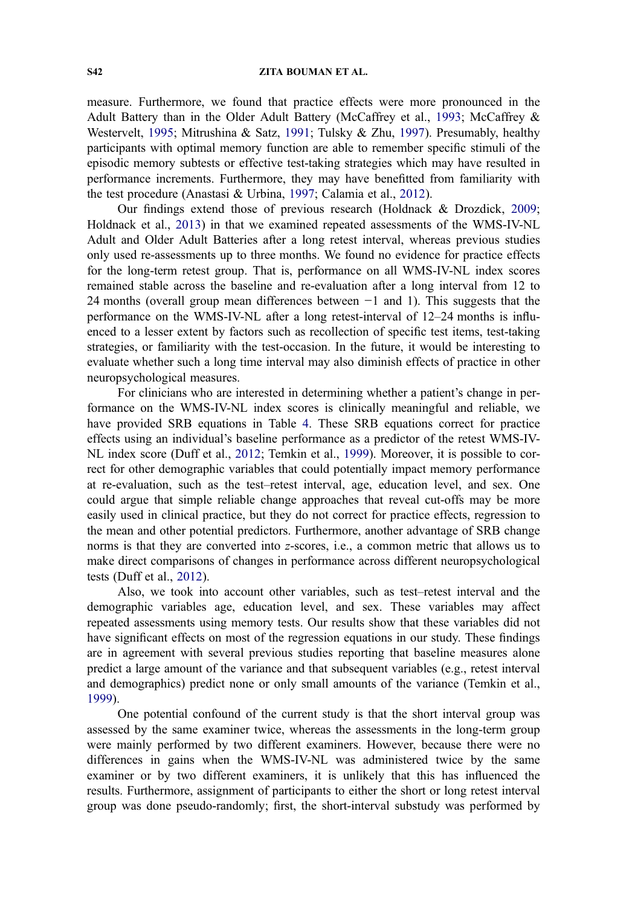measure. Furthermore, we found that practice effects were more pronounced in the Adult Battery than in the Older Adult Battery (McCaffrey et al., 1993; McCaffrey & Westervelt, 1995; Mitrushina & Satz, 1991; Tulsky & Zhu, 1997). Presumably, healthy participants with optimal memory function are able to remember specific stimuli of the episodic memory subtests or effective test-taking strategies which may have resulted in performance increments. Furthermore, they may have benefitted from familiarity with the test procedure (Anastasi & Urbina, 1997; Calamia et al., 2012).

Our findings extend those of previous research (Holdnack & Drozdick, 2009; Holdnack et al., 2013) in that we examined repeated assessments of the WMS-IV-NL Adult and Older Adult Batteries after a long retest interval, whereas previous studies only used re-assessments up to three months. We found no evidence for practice effects for the long-term retest group. That is, performance on all WMS-IV-NL index scores remained stable across the baseline and re-evaluation after a long interval from 12 to 24 months (overall group mean differences between −1 and 1). This suggests that the performance on the WMS-IV-NL after a long retest-interval of 12–24 months is influenced to a lesser extent by factors such as recollection of specific test items, test-taking strategies, or familiarity with the test-occasion. In the future, it would be interesting to evaluate whether such a long time interval may also diminish effects of practice in other neuropsychological measures.

For clinicians who are interested in determining whether a patient's change in performance on the WMS-IV-NL index scores is clinically meaningful and reliable, we have provided SRB equations in Table 4. These SRB equations correct for practice effects using an individual's baseline performance as a predictor of the retest WMS-IV-NL index score (Duff et al., 2012; Temkin et al., 1999). Moreover, it is possible to correct for other demographic variables that could potentially impact memory performance at re-evaluation, such as the test–retest interval, age, education level, and sex. One could argue that simple reliable change approaches that reveal cut-offs may be more easily used in clinical practice, but they do not correct for practice effects, regression to the mean and other potential predictors. Furthermore, another advantage of SRB change norms is that they are converted into *z*-scores, i.e., a common metric that allows us to make direct comparisons of changes in performance across different neuropsychological tests (Duff et al., 2012).

Also, we took into account other variables, such as test–retest interval and the demographic variables age, education level, and sex. These variables may affect repeated assessments using memory tests. Our results show that these variables did not have significant effects on most of the regression equations in our study. These findings are in agreement with several previous studies reporting that baseline measures alone predict a large amount of the variance and that subsequent variables (e.g., retest interval and demographics) predict none or only small amounts of the variance (Temkin et al., 1999).

One potential confound of the current study is that the short interval group was assessed by the same examiner twice, whereas the assessments in the long-term group were mainly performed by two different examiners. However, because there were no differences in gains when the WMS-IV-NL was administered twice by the same examiner or by two different examiners, it is unlikely that this has influenced the results. Furthermore, assignment of participants to either the short or long retest interval group was done pseudo-randomly; first, the short-interval substudy was performed by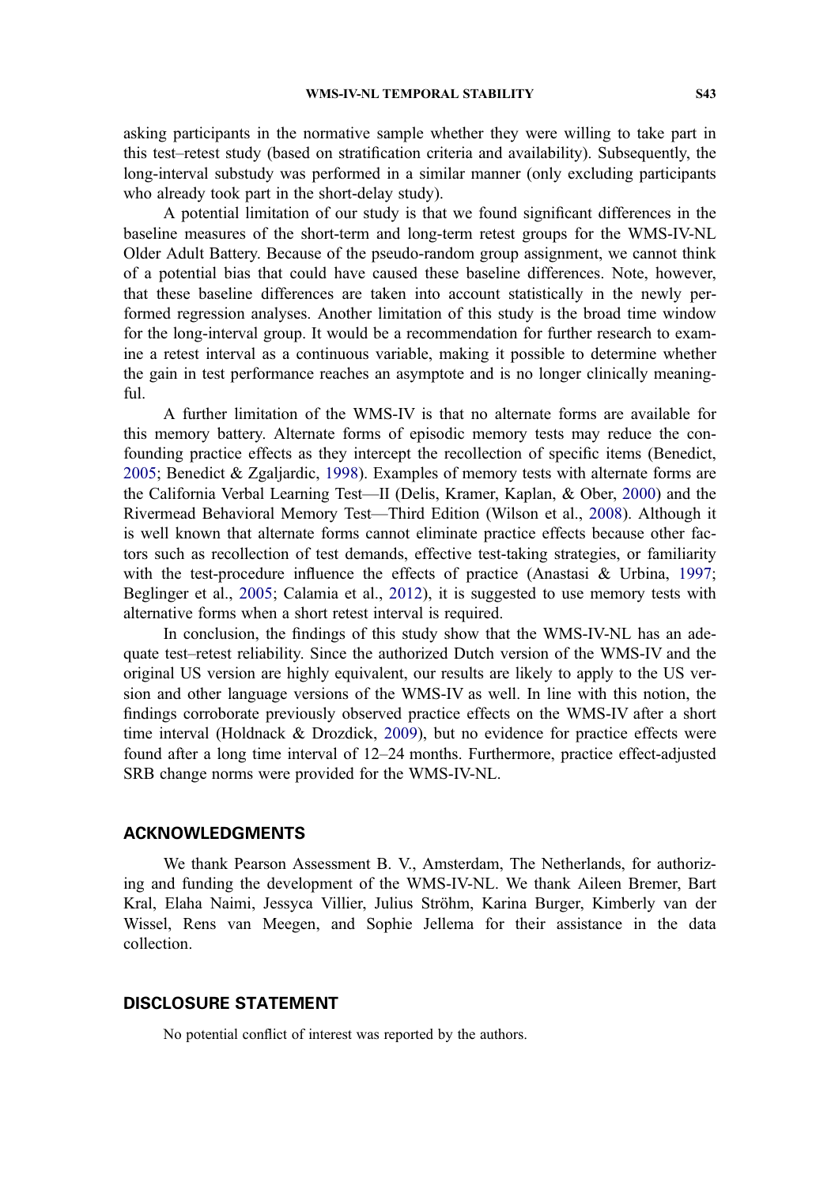asking participants in the normative sample whether they were willing to take part in this test–retest study (based on stratification criteria and availability). Subsequently, the long-interval substudy was performed in a similar manner (only excluding participants who already took part in the short-delay study).

A potential limitation of our study is that we found significant differences in the baseline measures of the short-term and long-term retest groups for the WMS-IV-NL Older Adult Battery. Because of the pseudo-random group assignment, we cannot think of a potential bias that could have caused these baseline differences. Note, however, that these baseline differences are taken into account statistically in the newly performed regression analyses. Another limitation of this study is the broad time window for the long-interval group. It would be a recommendation for further research to examine a retest interval as a continuous variable, making it possible to determine whether the gain in test performance reaches an asymptote and is no longer clinically meaningful.

A further limitation of the WMS-IV is that no alternate forms are available for this memory battery. Alternate forms of episodic memory tests may reduce the confounding practice effects as they intercept the recollection of specific items (Benedict, 2005; Benedict & Zgaljardic, 1998). Examples of memory tests with alternate forms are the California Verbal Learning Test—II (Delis, Kramer, Kaplan, & Ober, 2000) and the Rivermead Behavioral Memory Test—Third Edition (Wilson et al., 2008). Although it is well known that alternate forms cannot eliminate practice effects because other factors such as recollection of test demands, effective test-taking strategies, or familiarity with the test-procedure influence the effects of practice (Anastasi & Urbina, 1997; Beglinger et al., 2005; Calamia et al., 2012), it is suggested to use memory tests with alternative forms when a short retest interval is required.

In conclusion, the findings of this study show that the WMS-IV-NL has an adequate test–retest reliability. Since the authorized Dutch version of the WMS-IV and the original US version are highly equivalent, our results are likely to apply to the US version and other language versions of the WMS-IV as well. In line with this notion, the findings corroborate previously observed practice effects on the WMS-IV after a short time interval (Holdnack & Drozdick, 2009), but no evidence for practice effects were found after a long time interval of 12–24 months. Furthermore, practice effect-adjusted SRB change norms were provided for the WMS-IV-NL.

## ACKNOWLEDGMENTS

We thank Pearson Assessment B. V., Amsterdam, The Netherlands, for authorizing and funding the development of the WMS-IV-NL. We thank Aileen Bremer, Bart Kral, Elaha Naimi, Jessyca Villier, Julius Ströhm, Karina Burger, Kimberly van der Wissel, Rens van Meegen, and Sophie Jellema for their assistance in the data collection.

## DISCLOSURE STATEMENT

No potential conflict of interest was reported by the authors.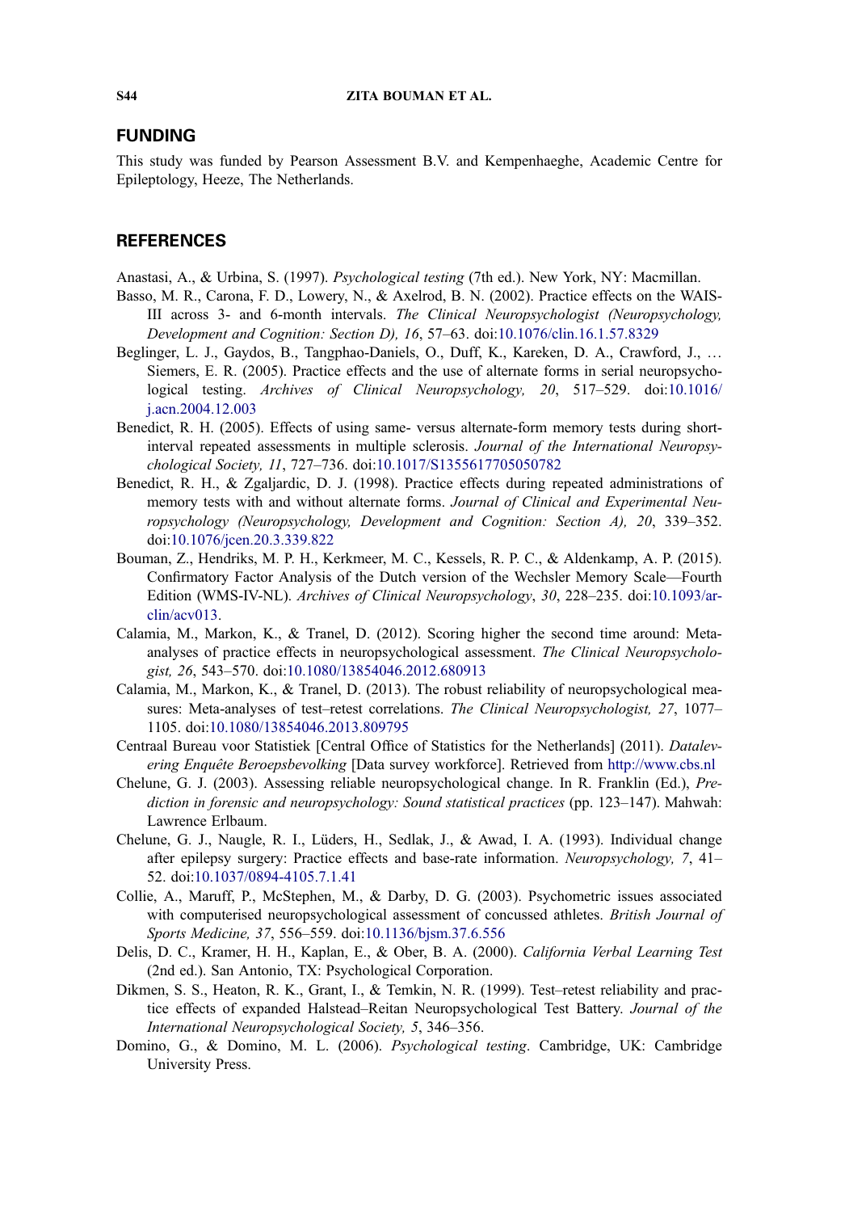## FUNDING

This study was funded by Pearson Assessment B.V. and Kempenhaeghe, Academic Centre for Epileptology, Heeze, The Netherlands.

## REFERENCES

Anastasi, A., & Urbina, S. (1997). *Psychological testing* (7th ed.). New York, NY: Macmillan.

Basso, M. R., Carona, F. D., Lowery, N., & Axelrod, B. N. (2002). Practice effects on the WAIS-III across 3- and 6-month intervals. *The Clinical Neuropsychologist (Neuropsychology, Development and Cognition: Section D), 16*, 57–63. doi:10.1076/clin.16.1.57.8329

Beglinger, L. J., Gaydos, B., Tangphao-Daniels, O., Duff, K., Kareken, D. A., Crawford, J., … Siemers, E. R. (2005). Practice effects and the use of alternate forms in serial neuropsychological testing. *Archives of Clinical Neuropsychology, 20*, 517–529. doi:10.1016/j.acn.2004.12.003

Benedict, R. H. (2005). Effects of using same- versus alternate-form memory tests during short-interval repeated assessments in multiple sclerosis. *Journal of the International Neuropsychological Society, 11*, 727–736. doi:10.1017/S1355617705050782

Benedict, R. H., & Zgaljardic, D. J. (1998). Practice effects during repeated administrations of memory tests with and without alternate forms. *Journal of Clinical and Experimental Neuropsychology (Neuropsychology, Development and Cognition: Section A), 20*, 339–352. doi:10.1076/jcen.20.3.339.822

Bouman, Z., Hendriks, M. P. H., Kerkmeer, M. C., Kessels, R. P. C., & Aldenkamp, A. P. (2015). Confirmatory Factor Analysis of the Dutch version of the Wechsler Memory Scale—Fourth Edition (WMS-IV-NL). *Archives of Clinical Neuropsychology*, *30*, 228–235. doi:10.1093/arclin/acv013.

Calamia, M., Markon, K., & Tranel, D. (2012). Scoring higher the second time around: Meta-analyses of practice effects in neuropsychological assessment. *The Clinical Neuropsychologist, 26*, 543–570. doi:10.1080/13854046.2012.680913

Calamia, M., Markon, K., & Tranel, D. (2013). The robust reliability of neuropsychological measures: Meta-analyses of test–retest correlations. *The Clinical Neuropsychologist, 27*, 1077–1105. doi:10.1080/13854046.2013.809795

Centraal Bureau voor Statistiek [Central Office of Statistics for the Netherlands] (2011). *Datalevering Enquête Beroepsbevolking* [Data survey workforce]. Retrieved from http://www.cbs.nl

Chelune, G. J. (2003). Assessing reliable neuropsychological change. In R. Franklin (Ed.), *Prediction in forensic and neuropsychology: Sound statistical practices* (pp. 123–147). Mahwah: Lawrence Erlbaum.

Chelune, G. J., Naugle, R. I., Lüders, H., Sedlak, J., & Awad, I. A. (1993). Individual change after epilepsy surgery: Practice effects and base-rate information. *Neuropsychology, 7*, 41–52. doi:10.1037/0894-4105.7.1.41

Collie, A., Maruff, P., McStephen, M., & Darby, D. G. (2003). Psychometric issues associated with computerised neuropsychological assessment of concussed athletes. *British Journal of Sports Medicine, 37*, 556–559. doi:10.1136/bjsm.37.6.556

Delis, D. C., Kramer, H. H., Kaplan, E., & Ober, B. A. (2000). *California Verbal Learning Test* (2nd ed.). San Antonio, TX: Psychological Corporation.

Dikmen, S. S., Heaton, R. K., Grant, I., & Temkin, N. R. (1999). Test–retest reliability and practice effects of expanded Halstead–Reitan Neuropsychological Test Battery. *Journal of the International Neuropsychological Society, 5*, 346–356.

Domino, G., & Domino, M. L. (2006). *Psychological testing*. Cambridge, UK: Cambridge University Press.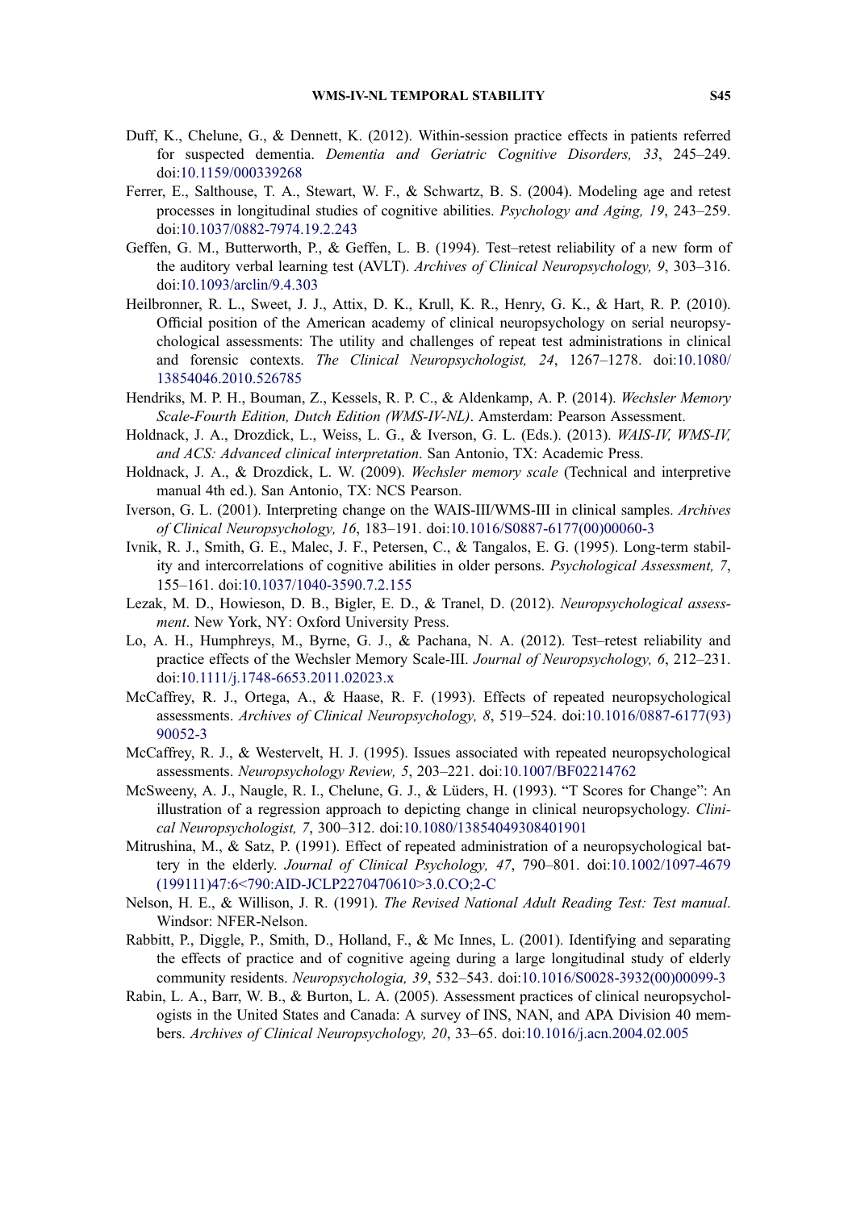Duff, K., Chelune, G., & Dennett, K. (2012). Within-session practice effects in patients referred for suspected dementia. *Dementia and Geriatric Cognitive Disorders, 33*, 245–249. doi:10.1159/000339268

Ferrer, E., Salthouse, T. A., Stewart, W. F., & Schwartz, B. S. (2004). Modeling age and retest processes in longitudinal studies of cognitive abilities. *Psychology and Aging, 19*, 243–259. doi:10.1037/0882-7974.19.2.243

Geffen, G. M., Butterworth, P., & Geffen, L. B. (1994). Test–retest reliability of a new form of the auditory verbal learning test (AVLT). *Archives of Clinical Neuropsychology, 9*, 303–316. doi:10.1093/arclin/9.4.303

Heilbronner, R. L., Sweet, J. J., Attix, D. K., Krull, K. R., Henry, G. K., & Hart, R. P. (2010). Official position of the American academy of clinical neuropsychology on serial neuropsychological assessments: The utility and challenges of repeat test administrations in clinical and forensic contexts. *The Clinical Neuropsychologist, 24*, 1267–1278. doi:10.1080/13854046.2010.526785

Hendriks, M. P. H., Bouman, Z., Kessels, R. P. C., & Aldenkamp, A. P. (2014). *Wechsler Memory Scale-Fourth Edition, Dutch Edition (WMS-IV-NL)*. Amsterdam: Pearson Assessment.

Holdnack, J. A., Drozdick, L., Weiss, L. G., & Iverson, G. L. (Eds.). (2013). *WAIS-IV, WMS-IV, and ACS: Advanced clinical interpretation*. San Antonio, TX: Academic Press.

Holdnack, J. A., & Drozdick, L. W. (2009). *Wechsler memory scale* (Technical and interpretive manual 4th ed.). San Antonio, TX: NCS Pearson.

Iverson, G. L. (2001). Interpreting change on the WAIS-III/WMS-III in clinical samples. *Archives of Clinical Neuropsychology, 16*, 183–191. doi:10.1016/S0887-6177(00)00060-3

Ivnik, R. J., Smith, G. E., Malec, J. F., Petersen, C., & Tangalos, E. G. (1995). Long-term stability and intercorrelations of cognitive abilities in older persons. *Psychological Assessment, 7*, 155–161. doi:10.1037/1040-3590.7.2.155

Lezak, M. D., Howieson, D. B., Bigler, E. D., & Tranel, D. (2012). *Neuropsychological assessment*. New York, NY: Oxford University Press.

Lo, A. H., Humphreys, M., Byrne, G. J., & Pachana, N. A. (2012). Test–retest reliability and practice effects of the Wechsler Memory Scale-III. *Journal of Neuropsychology, 6*, 212–231. doi:10.1111/j.1748-6653.2011.02023.x

McCaffrey, R. J., Ortega, A., & Haase, R. F. (1993). Effects of repeated neuropsychological assessments. *Archives of Clinical Neuropsychology, 8*, 519–524. doi:10.1016/0887-6177(93)90052-3

McCaffrey, R. J., & Westervelt, H. J. (1995). Issues associated with repeated neuropsychological assessments. *Neuropsychology Review, 5*, 203–221. doi:10.1007/BF02214762

McSweeny, A. J., Naugle, R. I., Chelune, G. J., & Lüders, H. (1993). "T Scores for Change": An illustration of a regression approach to depicting change in clinical neuropsychology. *Clinical Neuropsychologist, 7*, 300–312. doi:10.1080/13854049308401901

Mitrushina, M., & Satz, P. (1991). Effect of repeated administration of a neuropsychological battery in the elderly. *Journal of Clinical Psychology, 47*, 790–801. doi:10.1002/1097-4679(199111)47:6<790:AID-JCLP2270470610>3.0.CO;2-C

Nelson, H. E., & Willison, J. R. (1991). *The Revised National Adult Reading Test: Test manual*. Windsor: NFER-Nelson.

Rabbitt, P., Diggle, P., Smith, D., Holland, F., & Mc Innes, L. (2001). Identifying and separating the effects of practice and of cognitive ageing during a large longitudinal study of elderly community residents. *Neuropsychologia, 39*, 532–543. doi:10.1016/S0028-3932(00)00099-3

Rabin, L. A., Barr, W. B., & Burton, L. A. (2005). Assessment practices of clinical neuropsychologists in the United States and Canada: A survey of INS, NAN, and APA Division 40 members. *Archives of Clinical Neuropsychology, 20*, 33–65. doi:10.1016/j.acn.2004.02.005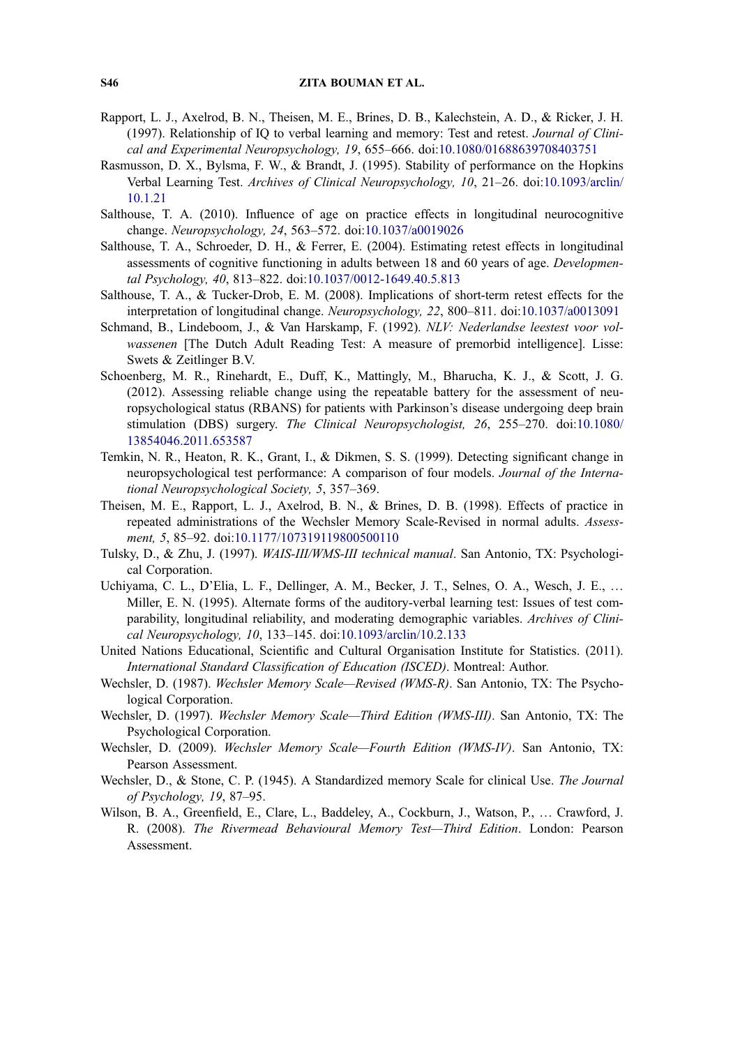Rapport, L. J., Axelrod, B. N., Theisen, M. E., Brines, D. B., Kalechstein, A. D., & Ricker, J. H. (1997). Relationship of IQ to verbal learning and memory: Test and retest. *Journal of Clinical and Experimental Neuropsychology, 19*, 655–666. doi:10.1080/01688639708403751

Rasmusson, D. X., Bylsma, F. W., & Brandt, J. (1995). Stability of performance on the Hopkins Verbal Learning Test. *Archives of Clinical Neuropsychology, 10*, 21–26. doi:10.1093/arclin/10.1.21

Salthouse, T. A. (2010). Influence of age on practice effects in longitudinal neurocognitive change. *Neuropsychology, 24*, 563–572. doi:10.1037/a0019026

Salthouse, T. A., Schroeder, D. H., & Ferrer, E. (2004). Estimating retest effects in longitudinal assessments of cognitive functioning in adults between 18 and 60 years of age. *Developmental Psychology, 40*, 813–822. doi:10.1037/0012-1649.40.5.813

Salthouse, T. A., & Tucker-Drob, E. M. (2008). Implications of short-term retest effects for the interpretation of longitudinal change. *Neuropsychology, 22*, 800–811. doi:10.1037/a0013091

Schmand, B., Lindeboom, J., & Van Harskamp, F. (1992). *NLV: Nederlandse leestest voor volwassenen* [The Dutch Adult Reading Test: A measure of premorbid intelligence]. Lisse: Swets & Zeitlinger B.V.

Schoenberg, M. R., Rinehardt, E., Duff, K., Mattingly, M., Bharucha, K. J., & Scott, J. G. (2012). Assessing reliable change using the repeatable battery for the assessment of neuropsychological status (RBANS) for patients with Parkinson's disease undergoing deep brain stimulation (DBS) surgery. *The Clinical Neuropsychologist, 26*, 255–270. doi:10.1080/13854046.2011.653587

Temkin, N. R., Heaton, R. K., Grant, I., & Dikmen, S. S. (1999). Detecting significant change in neuropsychological test performance: A comparison of four models. *Journal of the International Neuropsychological Society, 5*, 357–369.

Theisen, M. E., Rapport, L. J., Axelrod, B. N., & Brines, D. B. (1998). Effects of practice in repeated administrations of the Wechsler Memory Scale-Revised in normal adults. *Assessment, 5*, 85–92. doi:10.1177/107319119800500110

Tulsky, D., & Zhu, J. (1997). *WAIS-III/WMS-III technical manual*. San Antonio, TX: Psychological Corporation.

Uchiyama, C. L., D'Elia, L. F., Dellinger, A. M., Becker, J. T., Selnes, O. A., Wesch, J. E., … Miller, E. N. (1995). Alternate forms of the auditory-verbal learning test: Issues of test comparability, longitudinal reliability, and moderating demographic variables. *Archives of Clinical Neuropsychology, 10*, 133–145. doi:10.1093/arclin/10.2.133

United Nations Educational, Scientific and Cultural Organisation Institute for Statistics. (2011). *International Standard Classification of Education (ISCED)*. Montreal: Author.

Wechsler, D. (1987). *Wechsler Memory Scale—Revised (WMS-R)*. San Antonio, TX: The Psychological Corporation.

Wechsler, D. (1997). *Wechsler Memory Scale—Third Edition (WMS-III)*. San Antonio, TX: The Psychological Corporation.

Wechsler, D. (2009). *Wechsler Memory Scale—Fourth Edition (WMS-IV)*. San Antonio, TX: Pearson Assessment.

Wechsler, D., & Stone, C. P. (1945). A Standardized memory Scale for clinical Use. *The Journal of Psychology, 19*, 87–95.

Wilson, B. A., Greenfield, E., Clare, L., Baddeley, A., Cockburn, J., Watson, P., … Crawford, J. R. (2008). *The Rivermead Behavioural Memory Test—Third Edition*. London: Pearson Assessment.